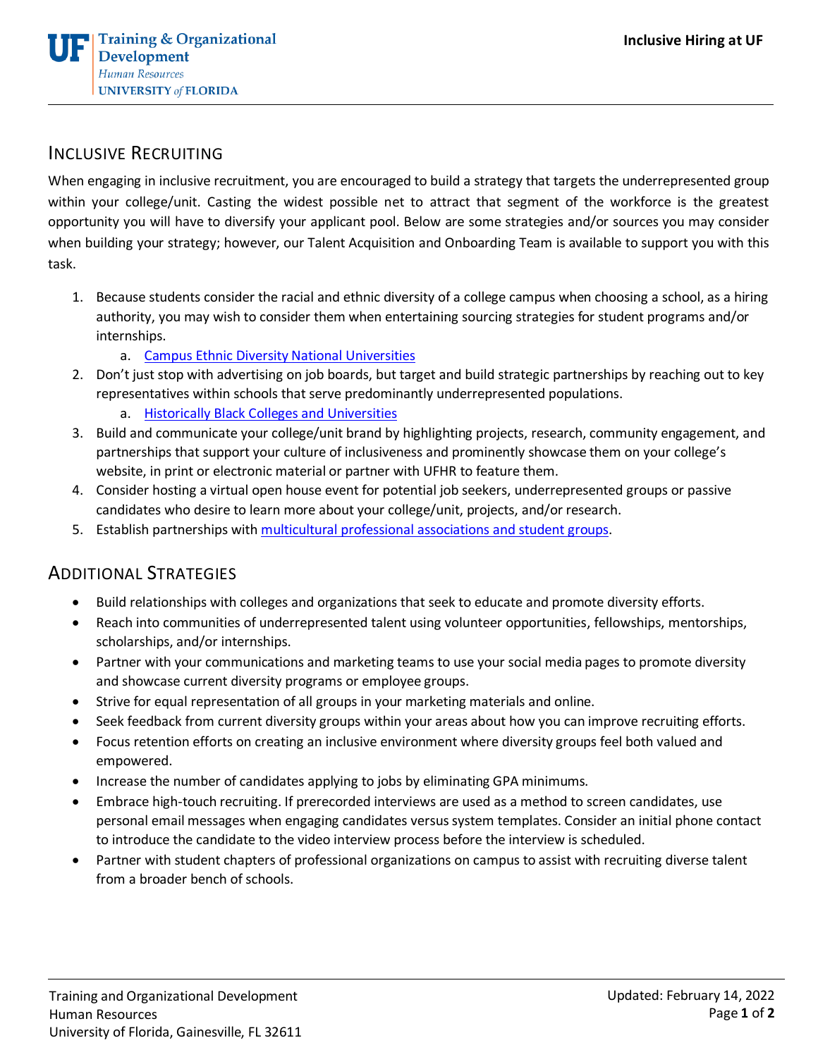# Inclusive Recruiting

When engaging in inclusive recruitment, you are encouraged to build a strategy that targets the underrepresented group within your college/unit. Casting the widest possible net to attract that segment of the workforce is the greatest opportunity you will have to diversify your applicant pool. Below are some strategies and/or sources you may consider when building your strategy; however, our Talent Acquisition and Onboarding Team is available to support you with this task.

1. Because students consider the racial and ethnic diversity of a college campus when choosing a school, as a hiring authority, you may wish to consider them when entertaining sourcing strategies for student programs and/or internships.
   a. Campus Ethnic Diversity National Universities
2. Don't just stop with advertising on job boards, but target and build strategic partnerships by reaching out to key representatives within schools that serve predominantly underrepresented populations.
   a. Historically Black Colleges and Universities
3. Build and communicate your college/unit brand by highlighting projects, research, community engagement, and partnerships that support your culture of inclusiveness and prominently showcase them on your college's website, in print or electronic material or partner with UFHR to feature them.
4. Consider hosting a virtual open house event for potential job seekers, underrepresented groups or passive candidates who desire to learn more about your college/unit, projects, and/or research.
5. Establish partnerships with multicultural professional associations and student groups.

# Additional Strategies

- Build relationships with colleges and organizations that seek to educate and promote diversity efforts.
- Reach into communities of underrepresented talent using volunteer opportunities, fellowships, mentorships, scholarships, and/or internships.
- Partner with your communications and marketing teams to use your social media pages to promote diversity and showcase current diversity programs or employee groups.
- Strive for equal representation of all groups in your marketing materials and online.
- Seek feedback from current diversity groups within your areas about how you can improve recruiting efforts.
- Focus retention efforts on creating an inclusive environment where diversity groups feel both valued and empowered.
- Increase the number of candidates applying to jobs by eliminating GPA minimums.
- Embrace high-touch recruiting. If prerecorded interviews are used as a method to screen candidates, use personal email messages when engaging candidates versus system templates. Consider an initial phone contact to introduce the candidate to the video interview process before the interview is scheduled.
- Partner with student chapters of professional organizations on campus to assist with recruiting diverse talent from a broader bench of schools.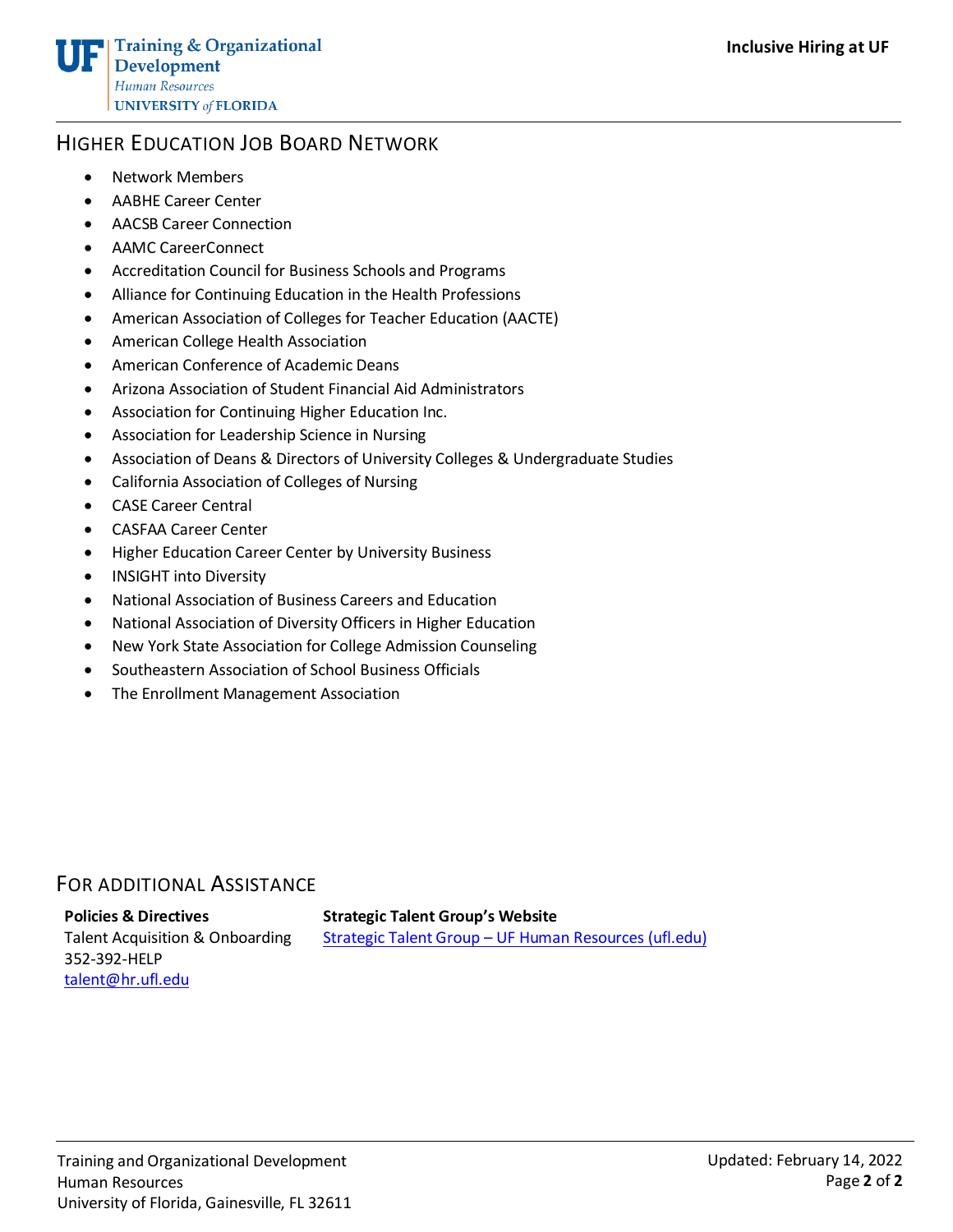## Higher Education Job Board Network

- Network Members
- AABHE Career Center
- AACSB Career Connection
- AAMC CareerConnect
- Accreditation Council for Business Schools and Programs
- Alliance for Continuing Education in the Health Professions
- American Association of Colleges for Teacher Education (AACTE)
- American College Health Association
- American Conference of Academic Deans
- Arizona Association of Student Financial Aid Administrators
- Association for Continuing Higher Education Inc.
- Association for Leadership Science in Nursing
- Association of Deans & Directors of University Colleges & Undergraduate Studies
- California Association of Colleges of Nursing
- CASE Career Central
- CASFAA Career Center
- Higher Education Career Center by University Business
- INSIGHT into Diversity
- National Association of Business Careers and Education
- National Association of Diversity Officers in Higher Education
- New York State Association for College Admission Counseling
- Southeastern Association of School Business Officials
- The Enrollment Management Association

## For Additional Assistance

**Policies & Directives**
Talent Acquisition & Onboarding
352-392-HELP
talent@hr.ufl.edu

**Strategic Talent Group's Website**
Strategic Talent Group – UF Human Resources (ufl.edu)

Training and Organizational Development
Human Resources
University of Florida, Gainesville, FL 32611

Updated: February 14, 2022